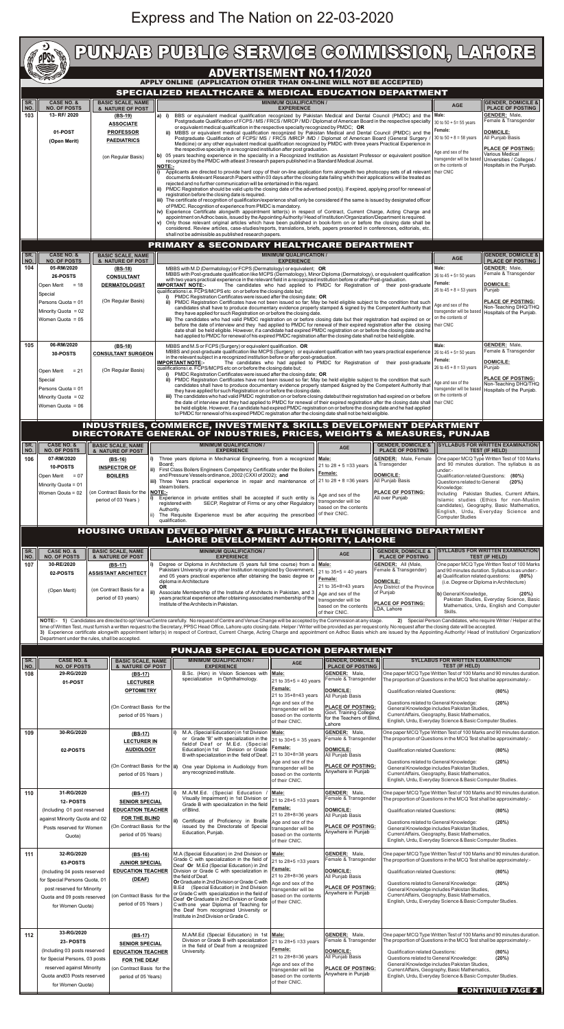Express and The Nation on 22-03-2020

# PUNJAB PUBLIC SERVICE COMMISSION, LAHORE

## ADVERTISEMENT NO.11/2020

**APPLY ONLINE (APPLICATION OTHER THAN ON-LINE WILL NOT BE ACCEPTED)**

### SPECIALIZED HEALTHCARE & MEDICAL EDUCATION DEPARTMENT

| SR. NO. | CASE NO. & NO. OF POSTS | BASIC SCALE, NAME & NATURE OF POST | MINIMUM QUALIFICATION / EXPERIENCE | AGE | GENDER, DOMICILE & PLACE OF POSTING |
|---|---|---|---|---|---|
| 103 | 13- RF/ 2020<br><br>01-POST<br><br>(Open Merit) | (BS-19)<br>ASSOCIATE PROFESSOR PAEDIATRICS<br><br>(on Regular Basis) | a) i) BBS or equivalent medical qualification recognized by Pakistan Medical and Dental Council (PMDC) and the Postgraduate Qualification of FCPS / MS / FRCS / MRCP / MD / Diplomat of American Board in the respective specialty or equivalent medical qualification in the respective specialty recognized by PMDC; **OR**<br>ii) MBBS or equivalent medical qualification recognized by Pakistan Medical and Dental Council (PMDC) and the Postgraduate Qualification of FCPS/ MS / FRCS /MRCP /MD / Diplomat of American Board (General Surgery / Medicine) or any other equivalent medical qualification recognized by PMDC with three years Practical Experience in the respective specialty in a recognized institution after post graduation.<br>b) 05 years teaching experience in the speciality in a Recognized Institution as Assistant Professor or equivalent position recognized by the PMDC with atleast 3 research papers published in a Standard Medical Journal.<br>**NOTE:-**<br>i) Applicants are directed to provide hard copy of their on-line application form alongwith two photocopy sets of all relevant documents &relevant Research Papers within 03 days after the closing date failing which their applications will be treated as rejected and no further communication will be entertained in this regard.<br>ii) PMDC Registration should be valid upto the closing date of the advertised post(s). If expired, applying proof for renewal of registration before the closing date is required.<br>iii) The certificate of recognition of qualification/experience shall only be considered if the same is issued by designated officer of PMDC. Recognition of experience from PMDC is mandatory.<br>iv) Experience Certificate alongwith appointment letter(s) in respect of Contract, Current Charge, Acting Charge and appointment on Adhoc basis, issued by the Appointing Authority/ Head of Institution/Organization/Department is required.<br>v) Only those relevant original articles which have been published in book-form on or before the closing date shall be considered. Review articles, case-studies/reports, translations, briefs, papers presented in conferences, editorials, etc. shall not be admissible as published research papers. | Male:<br>30 to 50 + 5= 55 years<br>Female:<br>30 to 50 + 8 = 58 years<br><br>Age and sex of the transgender will be based on the contents of their CNIC | GENDER: Male, Female & Transgender<br><br>DOMICILE:<br>All Punjab Basis<br><br>PLACE OF POSTING:<br>Various Medical Universities / Colleges / Hospitals in the Punjab. |

### PRIMARY & SECONDARY HEALTHCARE DEPARTMENT

| SR. NO. | CASE NO. & NO. OF POSTS | BASIC SCALE, NAME & NATURE OF POST | MINIMUM QUALIFICATION / EXPERIENCE | AGE | GENDER, DOMICILE & PLACE OF POSTING |
|---|---|---|---|---|---|
| 104 | 05-RM/2020<br>26-POSTS<br>Open Merit = 18<br>Special Persons Quota = 01<br>Minority Quota = 02<br>Women Quota = 05 | (BS-18)<br>CONSULTANT DERMATOLOGIST<br><br>(On Regular Basis) | MBBS with M.D (Dermatology) or FCPS (Dermatology) or equivalent; **OR**<br>MBBS with Post-graduate qualification like MCPS (Dermatology), Minor Diploma (Dermatology), or equivalent qualification with two years practical experience in the relevant field in a recognized institution before or after Post-graduation.<br>**IMPORTANT NOTE:-** The candidates who had applied to PMDC for Registration of their post-graduate qualifications i.e. FCPS/MCPS etc. on or before the closing date but;<br>i) PMDC Registration Certificates were issued after the closing date; **OR**<br>ii) PMDC Registration Certificates have not been issued so far; May be held eligible subject to the condition that such candidates shall have to produce documentary evidence properly stamped & signed by the Competent Authority that they have applied for such Registration on or before the closing date.<br>iii) The candidates who had valid PMDC registration on or before closing date but their registration had expired on or before the date of interview and they had applied to PMDC for renewal of their expired registration after the closing date shall be held eligible. However, if a candidate had expired PMDC registration on or before the closing date and he had applied to PMDC for renewal of his expired PMDC registration after the closing date shall not be held eligible. | Male:<br>26 to 45 + 5= 50 years<br>Female:<br>26 to 45 + 8 = 53 years<br><br>Age and sex of the transgender will be based on the contents of their CNIC | GENDER: Male, Female & Transgender<br><br>DOMICILE:<br>Punjab<br><br>PLACE OF POSTING:<br>Non-Teaching DHQ/THQ Hospitals of the Punjab. |
| 105 | 06-RM/2020<br>30-POSTS<br>Open Merit = 21<br>Special Persons Quota = 01<br>Minority Quota = 02<br>Women Quota = 06 | (BS-18)<br>CONSULTANT SURGEON<br><br>(On Regular Basis) | MBBS and M.S or FCPS (Surgery) or equivalent qualification. **OR**<br>MBBS and post-graduate qualification like MCPS (Surgery) or equivalent qualification with two years practical experience in the relevant subject in a recognized institution before or after post-graduation.<br>**IMPORTANT NOTE:-** The candidates who had applied to PMDC for Registration of their post-graduate qualifications i.e. FCPS/MCPS etc on or before the closing date but;<br>i) PMDC Registration Certificates were issued after the closing date; **OR**<br>ii) PMDC Registration Certificates have not been issued so far; May be held eligible subject to the condition that such candidates shall have to produce documentary evidence properly stamped &signed by the Competent Authority that they have applied for such Registration on or before the closing date.<br>iii) The candidates who had valid PMDC registration on or before the closing datebut their registration had expired on or before the date of interview and they had applied to PMDC for renewal of their expired registration after the closing date shall be held eligible. However, if a candidate had expired PMDC registration on or before the closing date and he had applied to PMDC for renewal of his expired PMDC registration after the closing date shall not be held eligible. | Male:<br>26 to 45 + 5= 50 years<br>Female:<br>26 to 45 + 8 = 53 years<br><br>Age and sex of the transgender will be based on the contents of their CNIC | GENDER: Male, Female & Transgender<br><br>DOMICILE:<br>Punjab<br><br>PLACE OF POSTING:<br>Non-Teaching DHQ/THQ Hospitals of the Punjab. |

### INDUSTRIES, COMMERCE, INVESTMENT& SKILLS DEVELOPMENT DEPARTMENT
### DIRECTORATE GENERAL OF INDUSTRIES, PRICES, WEIGHTS & MEASURES, PUNJAB

| SR. NO. | CASE NO. & NO. OF POSTS | BASIC SCALE, NAME & NATURE OF POST | MINIMUM QUALIFICATION / EXPERIENCE | AGE | GENDER, DOMICILE & PLACE OF POSTING | SYLLABUS FOR WRITTEN EXAMINATION/ TEST (IF HELD) |
|---|---|---|---|---|---|---|
| 106 | 07-RM/2020<br>10-POSTS<br>Open Merit = 07<br>Minority Quota = 01<br>Women Quota = 02 | (BS-16)<br>INSPECTOR OF BOILERS<br><br>(on Contract Basis for the period of 03 Years ) | i) Three years diploma in Mechanical Engineering, from a recognized Board;<br>ii) First Class Boilers Engineers Competency Certificate under the Boilers and Pressure Vessels ordinance, 2002 (CXXI of 2002); **and**<br>iii) Three years practical experience in repair and maintenance of steam boilers.<br>**NOTE:-**<br>i) Experience in private entities shall be accepted if such entity is registered with SECP, Registrar of Firms or any other Regulatory Authority.<br>ii) The Requisite Experience must be after acquiring the prescribed qualification. | Male:<br>21 to 28 + 5 =33 years<br>Female:<br>21 to 28 + 8 =36 years<br><br>Age and sex of the transgender will be based on the contents of their CNIC. | GENDER: Male, Female & Transgender<br><br>DOMICILE:<br>All Punjab Basis<br><br>PLACE OF POSTING:<br>All over Punjab | One paper MCQ Type Written Test of 100 Marks and 90 minutes duration. The syllabus is as under:-<br>Qualification related Questions: (80%)<br>Questions related to General Knowledge: (20%)<br>Including Pakistan Studies, Current Affairs, Islamic studies (Ethics for non-Muslim candidates), Geography, Basic Mathematics, English, Urdu, Everyday Science and Computer Studies |

### HOUSING URBAN DEVELOPMENT & PUBLIC HEALTH ENGINEERING DEPARTMENT
### LAHORE DEVELOPMENT AUTHORITY, LAHORE

| SR. NO. | CASE NO. & NO. OF POSTS | BASIC SCALE, NAME & NATURE OF POST | MINIMUM QUALIFICATION / EXPERIENCE | AGE | GENDER, DOMICILE & PLACE OF POSTING | SYLLABUS FOR WRITTEN EXAMINATION/ TEST (IF HELD) |
|---|---|---|---|---|---|---|
| 107 | 30-RE/2020<br>02-POSTS<br><br>(Open Merit) | (BS-17)<br>ASSISTANT ARCHITECT<br><br>(on Contract Basis for a period of 03 years) | i) Degree or Diploma in Architecture (5 years full time course) from a Pakistani University or any other Institution recognized by Government, and 05 years practical experience after obtaining the basic degree or diploma in Architecture<br>**OR**<br>ii) Associate Membership of the Institute of Architects in Pakistan, and 3 years practical experience after obtaining associated membership of the Institute of the Architects in Pakistan. | Male:<br>21 to 35+5 = 40 years<br>Female:<br>21 to 35+8=43 years<br>Age and sex of the transgender will be based on the contents of their CNIC. | GENDER: All (Male, Female & Transgender)<br><br>DOMICILE:<br>Any District of the Province of Punjab<br><br>PLACE OF POSTING:<br>LDA, Lahore | One paper MCQ Type Written Test of 100 marks and 90 minutes duration. Syllabus is as under:-<br>a) Qualification related questions: (80%)<br>(i.e. Degree or Diploma in Architecture)<br><br>b) General Knowledge, (20%)<br>Pakistan Studies, Everyday Science, Basic Mathematics, Urdu, English and Computer Skills. |

**NOTE:- 1)** Candidates are directed to opt Venue/Centre carefully. No request of Centre and Venue Change will be accepted by the Commission at any stage. **2)** Special Person Candidates, who require Writer / Helper at the time of Written Test, must furnish a written request to the Secretary, PPSC Head Office, Lahore upto closing date. Helper / Writer will be provided as per request only. No request after the closing date will be accepted.
**3)** Experience certificate alongwith appointment letter(s) in respect of Contract, Current Charge, Acting Charge and appointment on Adhoc basis which are issued by the Appointing Authority/ Head of Institution/ Organization/ Department under the rules, shall be accepted.

### PUNJAB SPECIAL EDUCATION DEPARTMENT

| SR. NO. | CASE NO. & NO. OF POSTS | BASIC SCALE, NAME & NATURE OF POST | MINIMUM QUALIFICATION / EXPERIENCE | AGE | GENDER, DOMICILE & PLACE OF POSTING | SYLLABUS FOR WRITTEN EXAMINATION/ TEST (IF HELD) |
|---|---|---|---|---|---|---|
| 108 | 29-RG/2020<br>01-POST | (BS-17)<br>LECTURER OPTOMETRY<br><br>(On Contract Basis for the period of 05 Years ) | B.Sc. (Hon) in Vision Sciences with specialization in Ophthalmology. | Male:<br>21 to 35+5 = 40 years<br>Female:<br>21 to 35+8=43 years<br>Age and sex of the transgender will be based on the contents of their CNIC. | GENDER: Male, Female & Transgender<br><br>DOMICILE:<br>All Punjab Basis<br><br>PLACE OF POSTING:<br>Govt. Training College for the Teachers of Blind, Lahore | One paper MCQ Type Written Test of 100 Marks and 90 minutes duration. The proportion of Questions in the MCQ Test shall be approximately:-<br>Qualification related Questions: (80%)<br>Questions related to General Knowledge: (20%)<br>General Knowledge includes Pakistan Studies, Current Affairs, Geography, Basic Mathematics, English, Urdu, Everyday Science & Basic Computer Studies. |
| 109 | 30-RG/2020<br><br>02-POSTS | (BS-17)<br>LECTURER IN AUDIOLOGY<br><br>(On Contract Basis for the period of 05 Years ) | i) M.A. (Special Education) in 1st Division or Grade "B" with specialization in the field of Deaf or M.Ed. (Special Education) in 1st Division or Grade B with specialization in the field of Deaf.<br>ii) One year Diploma in Audiology from any recognized institute. | Male:<br>21 to 30+5 = 35 years<br>Female:<br>21 to 30+8=38 years<br>Age and sex of the transgender will be based on the contents of their CNIC. | GENDER: Male, Female & Transgender<br><br>DOMICILE:<br>All Punjab Basis<br><br>PLACE OF POSTING:<br>Anywhere in Punjab | One paper MCQ Type Written Test of 100 Marks and 90 minutes duration. The proportion of Questions in the MCQ Test shall be approximately:-<br>Qualification related Questions: (80%)<br>Questions related to General Knowledge: (20%)<br>General Knowledge includes Pakistan Studies, Current Affairs, Geography, Basic Mathematics, English, Urdu, Everyday Science & Basic Computer Studies. |
| 110 | 31-RG/2020<br>12- POSTS<br>(Including 01 post reserved against Minority Quota and 02 Posts reserved for Women Quota) | (BS-17)<br>SENIOR SPECIAL EDUCATION TEACHER FOR THE BLIND<br>(On Contract Basis for the period of 05 Years) | i) M.A/M.Ed. (Special Education / Visually Impairment) in 1st Division or Grade B with specialization in the field of Blind.<br>ii) Certificate of Proficiency in Braille issued by the Directorate of Special Education, Punjab. | Male:<br>21 to 28+5 =33 years<br>Female:<br>21 to 28+8=36 years<br>Age and sex of the transgender will be based on the contents of their CNIC. | GENDER: Male, Female & Transgender<br><br>DOMICILE:<br>All Punjab Basis<br><br>PLACE OF POSTING:<br>Anywhere in Punjab | One paper MCQ Type Written Test of 100 Marks and 90 minutes duration. The proportion of Questions in the MCQ Test shall be approximately:-<br>Qualification related Questions: (80%)<br>Questions related to General Knowledge: (20%)<br>General Knowledge includes Pakistan Studies, Current Affairs, Geography, Basic Mathematics, English, Urdu, Everyday Science & Basic Computer Studies. |
| 111 | 32-RG/2020<br>63-POSTS<br>(Including 04 posts reserved for Special Persons Quota, 01 post reserved for Minority Quota and 09 posts reserved for Women Quota) | (BS-16)<br>JUNIOR SPECIAL EDUCATION TEACHER (DEAF)<br><br>(on Contract Basis for the period of 05 Years ) | M.A (Special Education) in 2nd Division or Grade C with specialization in the field of Deaf **Or** M.Ed (Special Education) in 2nd Division or Grade C with specialization in the field of Deaf.<br>**Or** Graduate in 2nd Division or Grade C with B.Ed (Special Education) in 2nd Division or Grade C with specialization in the field of Deaf **Or** Graduate in 2nd Division or Grade C with one year Diploma of Teaching for the Deaf from recognized University or Institute in 2nd Division or Grade C. | Male:<br>21 to 28+5 =33 years<br>Female:<br>21 to 28+8=36 years<br>Age and sex of the transgender will be based on the contents of their CNIC. | GENDER: Male, Female & Transgender<br><br>DOMICILE:<br>All Punjab Basis<br><br>PLACE OF POSTING:<br>Anywhere in Punjab | One paper MCQ Type Written Test of 100 Marks and 90 minutes duration. The proportion of Questions in the MCQ Test shall be approximately:-<br>Qualification related Questions: (80%)<br>Questions related to General Knowledge: (20%)<br>General Knowledge includes Pakistan Studies, Current Affairs, Geography, Basic Mathematics, English, Urdu, Everyday Science & Basic Computer Studies. |
| 112 | 33-RG/2020<br>23- POSTS<br>(Including 03 posts reserved for Special Persons, 03 posts reserved against Minority Quota and03 Posts reserved for Women Quota) | (BS-17)<br>SENIOR SPECIAL EDUCATION TEACHER FOR THE DEAF<br>(on Contract Basis for the period of 05 Years) | M.A/M.Ed (Special Education) in 1st Division or Grade B with specialization in the field of Deaf from a recognized University. | Male:<br>21 to 28+5 =33 years<br>Female:<br>21 to 28+8=36 years<br>Age and sex of the transgender will be based on the contents of their CNIC. | GENDER: Male, Female & Transgender<br><br>DOMICILE:<br>All Punjab Basis<br><br>PLACE OF POSTING:<br>Anywhere in Punjab | One paper MCQ Type Written Test of 100 Marks and 90 minutes duration. The proportion of Questions in the MCQ Test shall be approximately:-<br>Qualification related Questions: (80%)<br>Questions related to General Knowledge: (20%)<br>General Knowledge includes Pakistan Studies, Current Affairs, Geography, Basic Mathematics, English, Urdu, Everyday Science & Basic Computer Studies. |

**CONTINUED PAGE 2**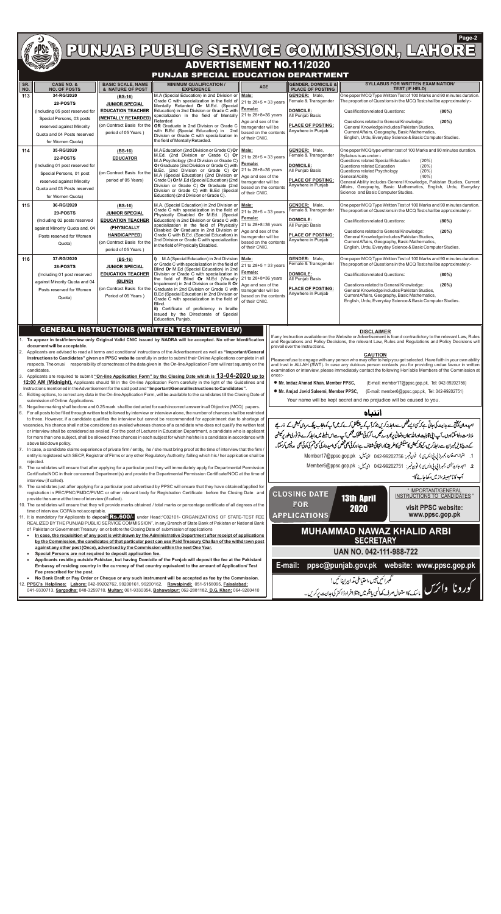# PUNJAB PUBLIC SERVICE COMMISSION, LAHORE

## ADVERTISEMENT NO.11/2020

### PUNJAB SPECIAL EDUCATION DEPARTMENT

| SR. NO. | CASE NO. & NO. OF POSTS | BASIC SCALE, NAME & NATURE OF POST | MINIMUM QUALIFICATION / EXPERIENCE | AGE | GENDER, DOMICILE & PLACE OF POSTING | SYLLABUS FOR WRITTEN EXAMINATION/ TEST (IF HELD) |
|---|---|---|---|---|---|---|
| 113 | 34-RG/2020<br>28-POSTS<br>(Including 05 post reserved for Special Persons, 03 posts reserved against Minority Quota and 04 Posts reserved for Women Quota) | (BS-16)<br>JUNIOR SPECIAL EDUCATION TEACHER (MENTALLY RETARDED)<br>(on Contract Basis for the period of 05 Years ) | M.A (Special Education) in 2nd Division or Grade C with specialization in the field of Mentally Retarded **Or** M.Ed. (Special Education) in 2nd Division or Grade C with specialization in the field of Mentally Retarded<br>**OR** Graduate in 2nd Division or Grade C with B.Ed (Special Education) in 2nd Division or Grade C with specialization in the field of Mentally Retarded. | **Male:** 21 to 28+5 = 33 years<br>**Female:** 21 to 28+8=36 years<br>Age and sex of the transgender will be based on the contents of their CNIC. | **GENDER:** Male, Female & Transgender<br>**DOMICILE:** All Punjab Basis<br>**PLACE OF POSTING:** Anywhere in Punjab | One paper MCQ Type Written Test of 100 Marks and 90 minutes duration. The proportion of Questions in the MCQ Test shall be approximately:-<br>Qualification related Questions: (80%)<br>Questions related to General Knowledge: (20%)<br>General Knowledge includes Pakistan Studies, Current Affairs, Geography, Basic Mathematics, English, Urdu, Everyday Science & Basic Computer Studies. |
| 114 | 35-RG/2020<br>22-POSTS<br>(Including 01 post reserved for Special Persons, 01 post reserved against Minority Quota and 03 Posts reserved for Women Quota) | (BS-16)<br>EDUCATOR<br>(on Contract Basis for the period of 05 Years ) | M.A Education (2nd Division or Grade C) **Or** M.Ed. (2nd Division or Grade C) **Or** M.A Psychology (2nd Division or Grade C) **Or** Graduate (2nd Division or Grade C) with B.Ed. (2nd Division or Grade C) **Or** M.A (Special Education) (2nd Division or Grade C) **Or** M.Ed (Special Education) (2nd Division or Grade C) **Or** Graduate (2nd Division or Grade C) with B.Ed (Special Education) (2nd Division or Grade C). | **Male:** 21 to 28+5 = 33 years<br>**Female:** 21 to 28+8=36 years<br>Age and sex of the transgender will be based on the contents of their CNIC. | **GENDER:** Male, Female & Transgender<br>**DOMICILE:** All Punjab Basis<br>**PLACE OF POSTING:** Anywhere in Punjab | One paper MCQ type written test of 100 Marks and 90 minutes duration. Syllabus is as under:-<br>Questions related Special Education (20%)<br>Questions related Education (20%)<br>Questions related Psychology (20%)<br>General Ability (40%)<br>General Ability includes General Knowledge, Pakistan Studies, Current Affairs, Geography, Basic Mathematics, English, Urdu, Everyday Science and Basic Computer Studies. |
| 115 | 36-RG/2020<br>29-POSTS<br>(Including 02 posts reserved against Minority Quota and 04 Posts reserved for Women Quota) | (BS-16)<br>JUNIOR SPECIAL EDUCATION TEACHER (PHYSICALLY HANDICAPPED)<br>(on Contract Basis for the period of 05 Years ) | M.A. (Special Education) in 2nd Division or Grade C with specialization in the field of Physically Disabled **Or** M.Ed. (Special Education) in 2nd Division or Grade C with specialization in the field of Physically Disabled **Or** Graduate in 2nd Division or Grade C with B.Ed. (Special Education) in 2nd Division or Grade C with specialization in the field of Physically Disabled. | **Male:** 21 to 28+5 = 33 years<br>**Female:** 21 to 28+8=36 years<br>Age and sex of the transgender will be based on the contents of their CNIC. | **GENDER:** Male, Female & Transgender<br>**DOMICILE:** All Punjab Basis<br>**PLACE OF POSTING:** Anywhere in Punjab | One paper MCQ Type Written Test of 100 Marks and 90 minutes duration. The proportion of Questions in the MCQ Test shall be approximately:-<br>Qualification related Questions: (80%)<br>Questions related to General Knowledge: (20%)<br>General Knowledge includes Pakistan Studies, Current Affairs, Geography, Basic Mathematics, English, Urdu, Everyday Science & Basic Computer Studies. |
| 116 | 37-RG/2020<br>28-POSTS<br>(Including 01 post reserved against Minority Quota and 04 Posts reserved for Women Quota) | (BS-16)<br>JUNIOR SPECIAL EDUCATION TEACHER (BLIND)<br>(on Contract Basis for the Period of 05 Years ) | i) M.A (Special Education) in 2nd Division or Grade C with specialization in the field of Blind **Or** M.Ed (Special Education) in 2nd Division or Grade C with specialization in the field of Blind **Or** M.Ed (Visually Impairment) in 2nd Division or Grade B **Or** Graduate in 2nd Division or Grade C with B.Ed (Special Education) in 2nd Division or Grade C with specialization in the field of Blind.<br>ii) Certificate of proficiency in braille issued by the Directorate of Special Education, Punjab. | **Male:** 21 to 28+5 = 33 years<br>**Female:** 21 to 28+8=36 years<br>Age and sex of the transgender will be based on the contents of their CNIC. | **GENDER:** Male, Female & Transgender<br>**DOMICILE:** All Punjab Basis<br>**PLACE OF POSTING:** Anywhere in Punjab | One paper MCQ Type Written Test of 100 Marks and 90 minutes duration. The proportion of Questions in the MCQ Test shall be approximately:-<br>Qualification related Questions: (80%)<br>Questions related to General Knowledge: (20%)<br>General Knowledge includes Pakistan Studies, Current Affairs, Geography, Basic Mathematics, English, Urdu, Everyday Science & Basic Computer Studies. |

## GENERAL INSTRUCTIONS (WRITTEN TEST/INTERVIEW)

1. **To appear in test/interview only Original Valid CNIC issued by NADRA will be accepted. No other Identification document will be acceptable.**
2. Applicants are advised to read all terms and conditions/ instructions of the Advertisement as well as **"Important/General Instructions to Candidates" given on PPSC website** carefully in order to submit their Online Applications complete in all respects. The onus/ responsibility of correctness of the data given in the On-line Application Form will rest squarely on the candidates.
3. Applicants are required to submit **"On-line Application Form" by the Closing Date which is 13-04-2020 up to 12:00 AM (Midnight).** Applicants should fill in the On-line Application Form carefully in the light of the Guidelines and Instructions mentioned in the Advertisement for the said post and **"Important/General Instructions to Candidates".**
4. Editing options, to correct any data in the On-line Application Form, will be available to the candidates till the Closing Date of submission of Online Applications.
5. Negative marking shall be done and 0.25 mark shall be deducted for each incorrect answer in all Objective (MCQ) papers.
6. For all posts to be filled through written test followed by interview or interview alone, the number of chances shall be restricted to three. However, if a candidate qualifies the interview but cannot be recommended for appointment due to shortage of vacancies, his chance shall not be considered as availed whereas chance of a candidate who does not qualify the written test or interview shall be considered as availed. For the post of Lecturer in Education Department, a candidate who is applicant for more than one subject, shall be allowed three chances in each subject for which he/she is a candidate in accordance with above laid down policy.
7. In case, a candidate claims experience of private firm / entity, he / she must bring proof at the time of interview that the firm / entity is registered with SECP, Registrar of Firms or any other Regulatory Authority, failing which his / her application shall be rejected.
8. The candidates will ensure that after applying for a particular post they will immediately apply for Departmental Permission Certificate/NOC in their concerned Department(s) and provide the Departmental Permission Certificate/NOC at the time of interview (if called).
9. The candidates just after applying for a particular post advertised by PPSC will ensure that they have obtained/applied for registration in PEC/PNC/PMDC/PVMC or other relevant body for Registration Certificate before the Closing Date and provide the same at the time of interview (if called).
10. The candidates will ensure that they will provide marks obtained / total marks or percentage certificate of all degrees at the time of interview. CGPA is not acceptable.
11. It is mandatory for Applicants to **deposit Rs.600/-** under Head:"C02101- ORGANIZATIONS OF STATE-TEST FEE REALIZED BY THE PUNJAB PUBLIC SERVICE COMMISSION", in any Branch of State Bank of Pakistan or National Bank of Pakistan or Government Treasury on or before the Closing Date of submission of applications
    - **In case, the requisition of any post is withdrawn by the Administrative Department after receipt of applications by the Commission, the candidates of that particular post can use Paid Treasury Challan of the withdrawn post against any other post (Once), advertised by the Commission within the next One Year.**
    - **Special Persons are not required to deposit application fee.**
    - **Applicants residing outside Pakistan, but having Domicile of the Punjab will deposit the fee at the Pakistani Embassy of residing country in the currency of that country equivalent to the amount of Application/ Test Fee prescribed for the post.**
    - **No Bank Draft or Pay Order or Cheque or any such instrument will be accepted as fee by the Commission.**
12. **PPSC's Helplines: Lahore:** 042-99202762, 99200161, 99200162, **Rawalpindi:** 051-5158095, **Faisalabad:** 041-9330713, **Sargodha:** 048-3259710, **Multan:** 061-9330354, **Bahawalpur:** 062-2881182, **D.G. Khan:** 064-9260410

### DISCLAIMER

If any Instruction available on the Website or Advertisement is found contradictory to the relevant Law, Rules and Regulations and Policy Decisions, the relevant Law, Rules and Regulations and Policy Decisions will prevail over the Instructions.

### CAUTION

Please refuse to engage with any person who may offer to help you get selected. Have faith in your own ability and trust in ALLAH (SWT). In case any dubious person contacts you for providing undue favour in written examination or interview, please immediately contact the following Hon'able Members of the Commission at once:-

- **Mr. Imtiaz Ahmad Khan, Member PPSC,** (E-mail: member17@ppsc.gop.pk, Tel: 042-99202756)
- **Mr. Amjad Javid Saleemi, Member PPSC,** (E-mail: member6@ppsc.gop.pk, Tel: 042-99202751)

Your name will be kept secret and no prejudice will be caused to you.

### انتباہ

امیدواروں کو تنبیہ کی جاتی ہے کہ کسی ایسے شخص سے رابطہ نہ کریں جو آپ کو پیشکش کرے کہ وہ آپ کو پنجاب پبلک سروس کمیشن کے ذریعے ملازمت دلواسکتا ہوں۔ آپ اپنی قابلیت اور اللہ تعالیٰ پر بھروسہ رکھیں۔ اگر کوئی مشکوک شخص آپ سے اس سلسلے میں رابطہ کرے تو فوری طور پر کمیشن کے درج ذیل ممبران سے رابطہ کریں، کیونکہ کمیشن کا طریقہ کار انتہائی شفاف ہے اور کوئی بھی شخص کسی امیدوار کی کسی قسم کی کوئی بھی مدد نہیں کرسکتا۔

1. امتیاز احمد خان ممبر (پی پی ایس سی) فون نمبر: 042-99202756 ای میل: Member17@ppsc.gop.pk
2. امجد جاوید سلیمی ممبر (پی پی ایس سی) فون نمبر: 042-99202751 ای میل: Member6@ppsc.gop.pk

آپ کا نام صیغہ راز میں رکھا جائے گا۔

**CLOSING DATE FOR APPLICATIONS: 13th April 2020**

" IMPORTANT/GENERAL INSTRUCTIONS TO CANDIDATES "

visit PPSC website: www.ppsc.gop.pk

**MUHAMMAD NAWAZ KHALID ARBI**
**SECRETARY**

**UAN NO. 042-111-988-722**

**E-mail: ppsc@punjab.gov.pk website: www.ppsc.gop.pk**

کورونا وائرس — گھبرائیں نہیں، احتیاطی تدابیر اپنائیں! ماسک کا استعمال صرف کھانسی یا فلو میں مبتلا افراد/ڈاکٹر کی ہدایت پر کریں۔